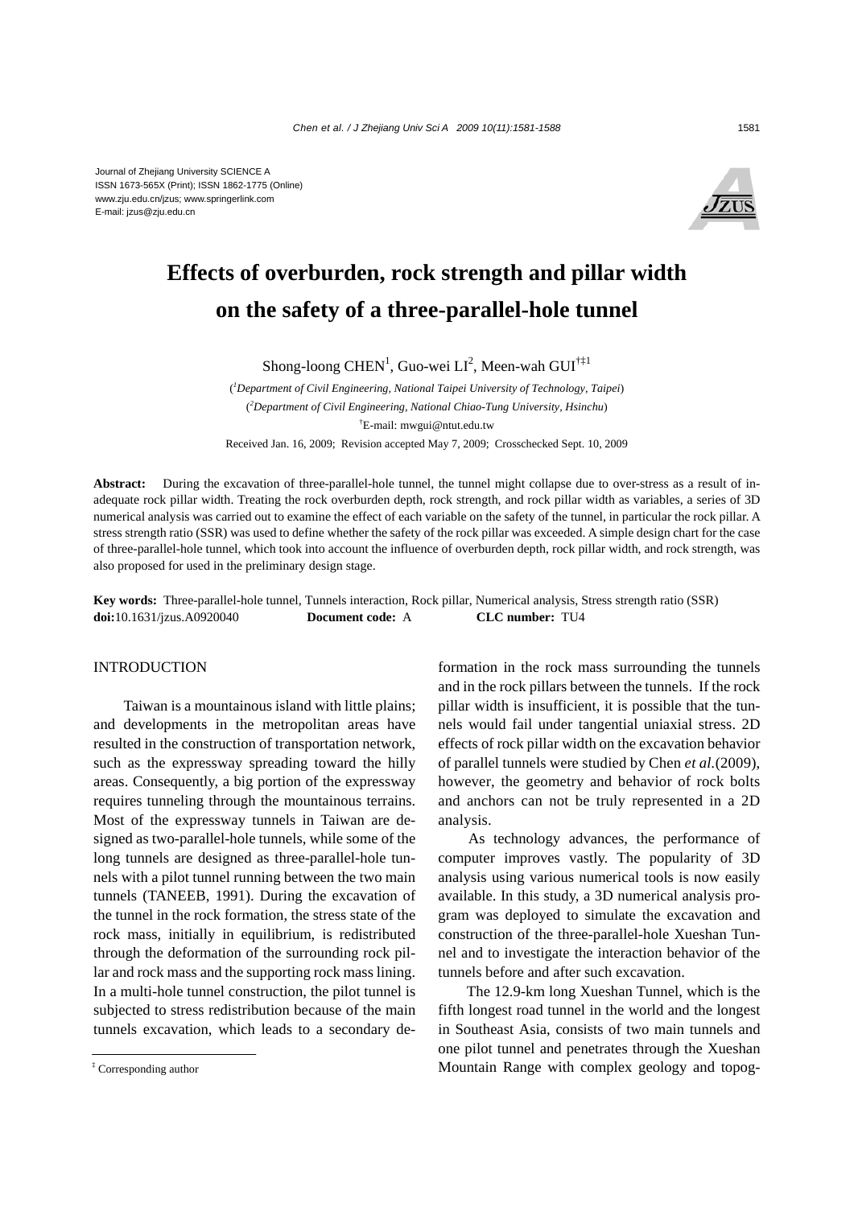Journal of Zhejiang University SCIENCE A
ISSN 1673-565X (Print); ISSN 1862-1775 (Online)
www.zju.edu.cn/jzus; www.springerlink.com
E-mail: jzus@zju.edu.cn

# Effects of overburden, rock strength and pillar width on the safety of a three-parallel-hole tunnel

Shong-loong CHEN[1], Guo-wei LI[2], Meen-wah GUI[†‡1]

([1]*Department of Civil Engineering, National Taipei University of Technology, Taipei*)

([2]*Department of Civil Engineering, National Chiao-Tung University, Hsinchu*)

[†]E-mail: mwgui@ntut.edu.tw

Received Jan. 16, 2009; Revision accepted May 7, 2009; Crosschecked Sept. 10, 2009

**Abstract:** During the excavation of three-parallel-hole tunnel, the tunnel might collapse due to over-stress as a result of inadequate rock pillar width. Treating the rock overburden depth, rock strength, and rock pillar width as variables, a series of 3D numerical analysis was carried out to examine the effect of each variable on the safety of the tunnel, in particular the rock pillar. A stress strength ratio (SSR) was used to define whether the safety of the rock pillar was exceeded. A simple design chart for the case of three-parallel-hole tunnel, which took into account the influence of overburden depth, rock pillar width, and rock strength, was also proposed for used in the preliminary design stage.

**Key words:** Three-parallel-hole tunnel, Tunnels interaction, Rock pillar, Numerical analysis, Stress strength ratio (SSR)
**doi:**10.1631/jzus.A0920040 **Document code:** A **CLC number:** TU4

## INTRODUCTION

Taiwan is a mountainous island with little plains; and developments in the metropolitan areas have resulted in the construction of transportation network, such as the expressway spreading toward the hilly areas. Consequently, a big portion of the expressway requires tunneling through the mountainous terrains. Most of the expressway tunnels in Taiwan are designed as two-parallel-hole tunnels, while some of the long tunnels are designed as three-parallel-hole tunnels with a pilot tunnel running between the two main tunnels (TANEEB, 1991). During the excavation of the tunnel in the rock formation, the stress state of the rock mass, initially in equilibrium, is redistributed through the deformation of the surrounding rock pillar and rock mass and the supporting rock mass lining. In a multi-hole tunnel construction, the pilot tunnel is subjected to stress redistribution because of the main tunnels excavation, which leads to a secondary deformation in the rock mass surrounding the tunnels and in the rock pillars between the tunnels. If the rock pillar width is insufficient, it is possible that the tunnels would fail under tangential uniaxial stress. 2D effects of rock pillar width on the excavation behavior of parallel tunnels were studied by Chen *et al.*(2009), however, the geometry and behavior of rock bolts and anchors can not be truly represented in a 2D analysis.

As technology advances, the performance of computer improves vastly. The popularity of 3D analysis using various numerical tools is now easily available. In this study, a 3D numerical analysis program was deployed to simulate the excavation and construction of the three-parallel-hole Xueshan Tunnel and to investigate the interaction behavior of the tunnels before and after such excavation.

The 12.9-km long Xueshan Tunnel, which is the fifth longest road tunnel in the world and the longest in Southeast Asia, consists of two main tunnels and one pilot tunnel and penetrates through the Xueshan Mountain Range with complex geology and topog-

[‡] Corresponding author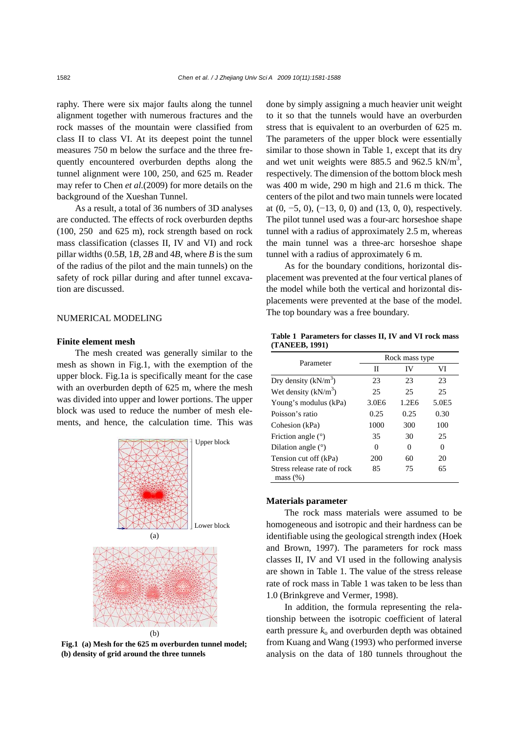raphy. There were six major faults along the tunnel alignment together with numerous fractures and the rock masses of the mountain were classified from class II to class VI. At its deepest point the tunnel measures 750 m below the surface and the three frequently encountered overburden depths along the tunnel alignment were 100, 250, and 625 m. Reader may refer to Chen *et al.*(2009) for more details on the background of the Xueshan Tunnel.

As a result, a total of 36 numbers of 3D analyses are conducted. The effects of rock overburden depths (100, 250 and 625 m), rock strength based on rock mass classification (classes II, IV and VI) and rock pillar widths (0.5*B*, 1*B*, 2*B* and 4*B*, where *B* is the sum of the radius of the pilot and the main tunnels) on the safety of rock pillar during and after tunnel excavation are discussed.

## NUMERICAL MODELING

### Finite element mesh

The mesh created was generally similar to the mesh as shown in Fig.1, with the exemption of the upper block. Fig.1a is specifically meant for the case with an overburden depth of 625 m, where the mesh was divided into upper and lower portions. The upper block was used to reduce the number of mesh elements, and hence, the calculation time. This was done by simply assigning a much heavier unit weight to it so that the tunnels would have an overburden stress that is equivalent to an overburden of 625 m. The parameters of the upper block were essentially similar to those shown in Table 1, except that its dry and wet unit weights were 885.5 and 962.5 kN/m$^3$, respectively. The dimension of the bottom block mesh was 400 m wide, 290 m high and 21.6 m thick. The centers of the pilot and two main tunnels were located at (0, −5, 0), (−13, 0, 0) and (13, 0, 0), respectively. The pilot tunnel used was a four-arc horseshoe shape tunnel with a radius of approximately 2.5 m, whereas the main tunnel was a three-arc horseshoe shape tunnel with a radius of approximately 6 m.

As for the boundary conditions, horizontal displacement was prevented at the four vertical planes of the model while both the vertical and horizontal displacements were prevented at the base of the model. The top boundary was a free boundary.

Fig.1 (a) Mesh for the 625 m overburden tunnel model; (b) density of grid around the three tunnels

**Table 1 Parameters for classes II, IV and VI rock mass (TANEEB, 1991)**

| Parameter | Rock mass type | | |
|---|---|---|---|
| | II | IV | VI |
| Dry density (kN/m$^3$) | 23 | 23 | 23 |
| Wet density (kN/m$^3$) | 25 | 25 | 25 |
| Young's modulus (kPa) | 3.0E6 | 1.2E6 | 5.0E5 |
| Poisson's ratio | 0.25 | 0.25 | 0.30 |
| Cohesion (kPa) | 1000 | 300 | 100 |
| Friction angle (°) | 35 | 30 | 25 |
| Dilation angle (°) | 0 | 0 | 0 |
| Tension cut off (kPa) | 200 | 60 | 20 |
| Stress release rate of rock mass (%) | 85 | 75 | 65 |

### Materials parameter

The rock mass materials were assumed to be homogeneous and isotropic and their hardness can be identifiable using the geological strength index (Hoek and Brown, 1997). The parameters for rock mass classes II, IV and VI used in the following analysis are shown in Table 1. The value of the stress release rate of rock mass in Table 1 was taken to be less than 1.0 (Brinkgreve and Vermer, 1998).

In addition, the formula representing the relationship between the isotropic coefficient of lateral earth pressure $k_o$ and overburden depth was obtained from Kuang and Wang (1993) who performed inverse analysis on the data of 180 tunnels throughout the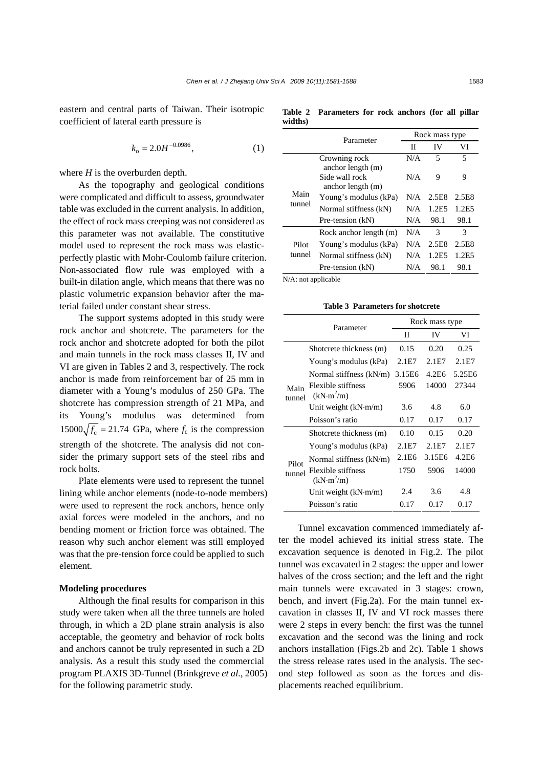eastern and central parts of Taiwan. Their isotropic coefficient of lateral earth pressure is

$$k_o = 2.0H^{-0.0986}, \tag{1}$$

where $H$ is the overburden depth.

As the topography and geological conditions were complicated and difficult to assess, groundwater table was excluded in the current analysis. In addition, the effect of rock mass creeping was not considered as this parameter was not available. The constitutive model used to represent the rock mass was elastic-perfectly plastic with Mohr-Coulomb failure criterion. Non-associated flow rule was employed with a built-in dilation angle, which means that there was no plastic volumetric expansion behavior after the material failed under constant shear stress.

The support systems adopted in this study were rock anchor and shotcrete. The parameters for the rock anchor and shotcrete adopted for both the pilot and main tunnels in the rock mass classes II, IV and VI are given in Tables 2 and 3, respectively. The rock anchor is made from reinforcement bar of 25 mm in diameter with a Young's modulus of 250 GPa. The shotcrete has compression strength of 21 MPa, and its Young's modulus was determined from $15000\sqrt{f_c} = 21.74$ GPa, where $f_c$ is the compression strength of the shotcrete. The analysis did not consider the primary support sets of the steel ribs and rock bolts.

Plate elements were used to represent the tunnel lining while anchor elements (node-to-node members) were used to represent the rock anchors, hence only axial forces were modeled in the anchors, and no bending moment or friction force was obtained. The reason why such anchor element was still employed was that the pre-tension force could be applied to such element.

### Modeling procedures

Although the final results for comparison in this study were taken when all the three tunnels are holed through, in which a 2D plane strain analysis is also acceptable, the geometry and behavior of rock bolts and anchors cannot be truly represented in such a 2D analysis. As a result this study used the commercial program PLAXIS 3D-Tunnel (Brinkgreve *et al.*, 2005) for the following parametric study.

**Table 2 Parameters for rock anchors (for all pillar widths)**

| | Parameter | Rock mass type | | |
|---|---|---|---|---|
| | | II | IV | VI |
| Main tunnel | Crowning rock anchor length (m) | N/A | 5 | 5 |
| | Side wall rock anchor length (m) | N/A | 9 | 9 |
| | Young's modulus (kPa) | N/A | 2.5E8 | 2.5E8 |
| | Normal stiffness (kN) | N/A | 1.2E5 | 1.2E5 |
| | Pre-tension (kN) | N/A | 98.1 | 98.1 |
| Pilot tunnel | Rock anchor length (m) | N/A | 3 | 3 |
| | Young's modulus (kPa) | N/A | 2.5E8 | 2.5E8 |
| | Normal stiffness (kN) | N/A | 1.2E5 | 1.2E5 |
| | Pre-tension (kN) | N/A | 98.1 | 98.1 |

N/A: not applicable

**Table 3 Parameters for shotcrete**

| | Parameter | Rock mass type | | |
|---|---|---|---|---|
| | | II | IV | VI |
| Main tunnel | Shotcrete thickness (m) | 0.15 | 0.20 | 0.25 |
| | Young's modulus (kPa) | 2.1E7 | 2.1E7 | 2.1E7 |
| | Normal stiffness (kN/m) | 3.15E6 | 4.2E6 | 5.25E6 |
| | Flexible stiffness (kN·m$^2$/m) | 5906 | 14000 | 27344 |
| | Unit weight (kN·m/m) | 3.6 | 4.8 | 6.0 |
| | Poisson's ratio | 0.17 | 0.17 | 0.17 |
| Pilot tunnel | Shotcrete thickness (m) | 0.10 | 0.15 | 0.20 |
| | Young's modulus (kPa) | 2.1E7 | 2.1E7 | 2.1E7 |
| | Normal stiffness (kN/m) | 2.1E6 | 3.15E6 | 4.2E6 |
| | Flexible stiffness (kN·m$^2$/m) | 1750 | 5906 | 14000 |
| | Unit weight (kN·m/m) | 2.4 | 3.6 | 4.8 |
| | Poisson's ratio | 0.17 | 0.17 | 0.17 |

Tunnel excavation commenced immediately after the model achieved its initial stress state. The excavation sequence is denoted in Fig.2. The pilot tunnel was excavated in 2 stages: the upper and lower halves of the cross section; and the left and the right main tunnels were excavated in 3 stages: crown, bench, and invert (Fig.2a). For the main tunnel excavation in classes II, IV and VI rock masses there were 2 steps in every bench: the first was the tunnel excavation and the second was the lining and rock anchors installation (Figs.2b and 2c). Table 1 shows the stress release rates used in the analysis. The second step followed as soon as the forces and displacements reached equilibrium.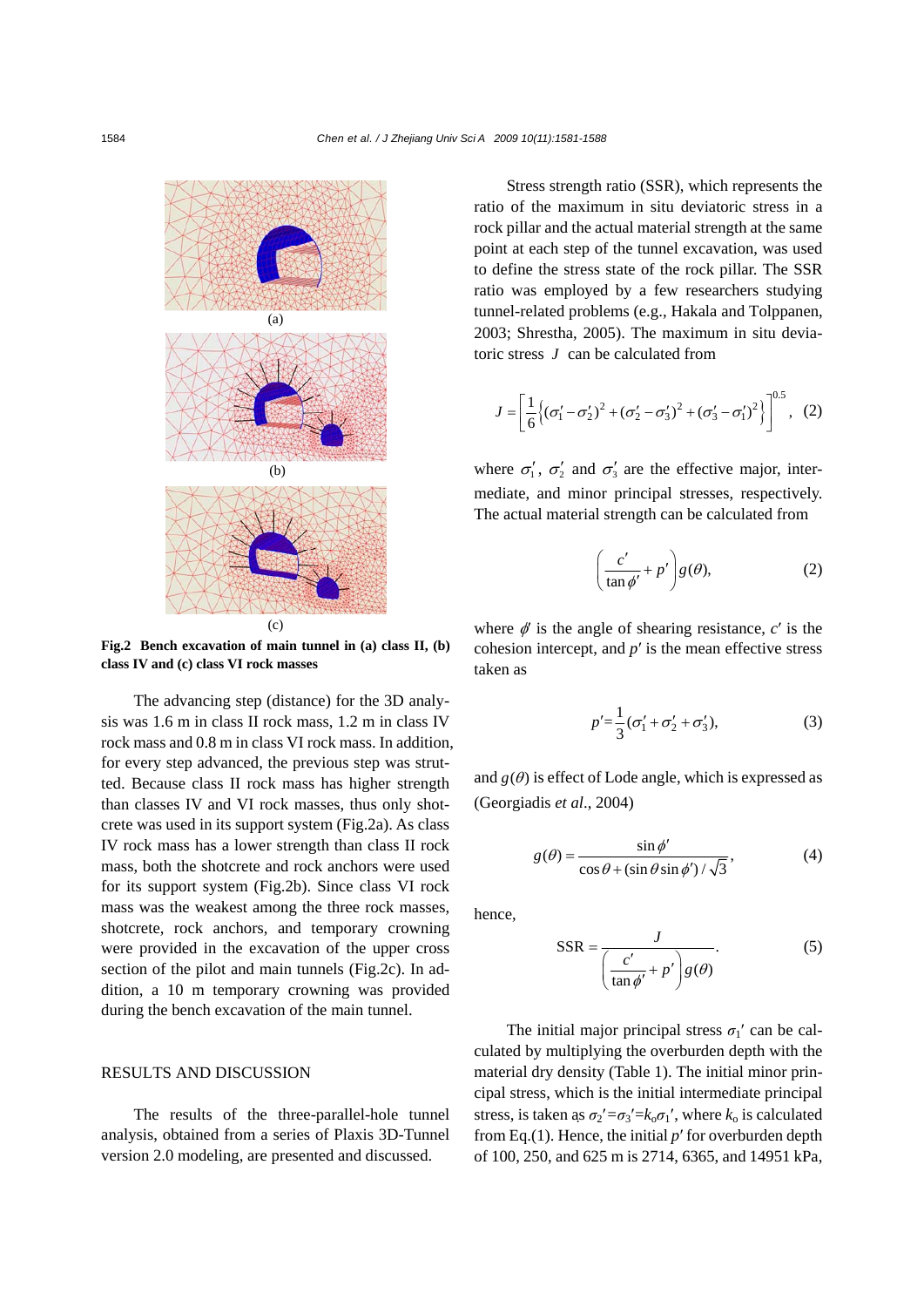(a)

(b)

(c)

**Fig.2 Bench excavation of main tunnel in (a) class II, (b) class IV and (c) class VI rock masses**

The advancing step (distance) for the 3D analysis was 1.6 m in class II rock mass, 1.2 m in class IV rock mass and 0.8 m in class VI rock mass. In addition, for every step advanced, the previous step was strutted. Because class II rock mass has higher strength than classes IV and VI rock masses, thus only shotcrete was used in its support system (Fig.2a). As class IV rock mass has a lower strength than class II rock mass, both the shotcrete and rock anchors were used for its support system (Fig.2b). Since class VI rock mass was the weakest among the three rock masses, shotcrete, rock anchors, and temporary crowning were provided in the excavation of the upper cross section of the pilot and main tunnels (Fig.2c). In addition, a 10 m temporary crowning was provided during the bench excavation of the main tunnel.

## RESULTS AND DISCUSSION

The results of the three-parallel-hole tunnel analysis, obtained from a series of Plaxis 3D-Tunnel version 2.0 modeling, are presented and discussed.

Stress strength ratio (SSR), which represents the ratio of the maximum in situ deviatoric stress in a rock pillar and the actual material strength at the same point at each step of the tunnel excavation, was used to define the stress state of the rock pillar. The SSR ratio was employed by a few researchers studying tunnel-related problems (e.g., Hakala and Tolppanen, 2003; Shrestha, 2005). The maximum in situ deviatoric stress $J$ can be calculated from

$$J=\left[\frac{1}{6}\left\{(\sigma_1'-\sigma_2')^2+(\sigma_2'-\sigma_3')^2+(\sigma_3'-\sigma_1')^2\right\}\right]^{0.5}, \quad (2)$$

where $\sigma_1'$, $\sigma_2'$ and $\sigma_3'$ are the effective major, intermediate, and minor principal stresses, respectively. The actual material strength can be calculated from

$$\left(\frac{c'}{\tan\phi'}+p'\right)g(\theta), \quad (2)$$

where $\phi'$ is the angle of shearing resistance, $c'$ is the cohesion intercept, and $p'$ is the mean effective stress taken as

$$p'=\frac{1}{3}(\sigma_1'+\sigma_2'+\sigma_3'), \quad (3)$$

and $g(\theta)$ is effect of Lode angle, which is expressed as (Georgiadis *et al*., 2004)

$$g(\theta)=\frac{\sin\phi'}{\cos\theta+(\sin\theta\sin\phi')/\sqrt{3}}, \quad (4)$$

hence,

$$\text{SSR}=\frac{J}{\left(\dfrac{c'}{\tan\phi'}+p'\right)g(\theta)}. \quad (5)$$

The initial major principal stress $\sigma_1'$ can be calculated by multiplying the overburden depth with the material dry density (Table 1). The initial minor principal stress, which is the initial intermediate principal stress, is taken as $\sigma_2'=\sigma_3'=k_o\sigma_1'$, where $k_o$ is calculated from Eq.(1). Hence, the initial $p'$ for overburden depth of 100, 250, and 625 m is 2714, 6365, and 14951 kPa,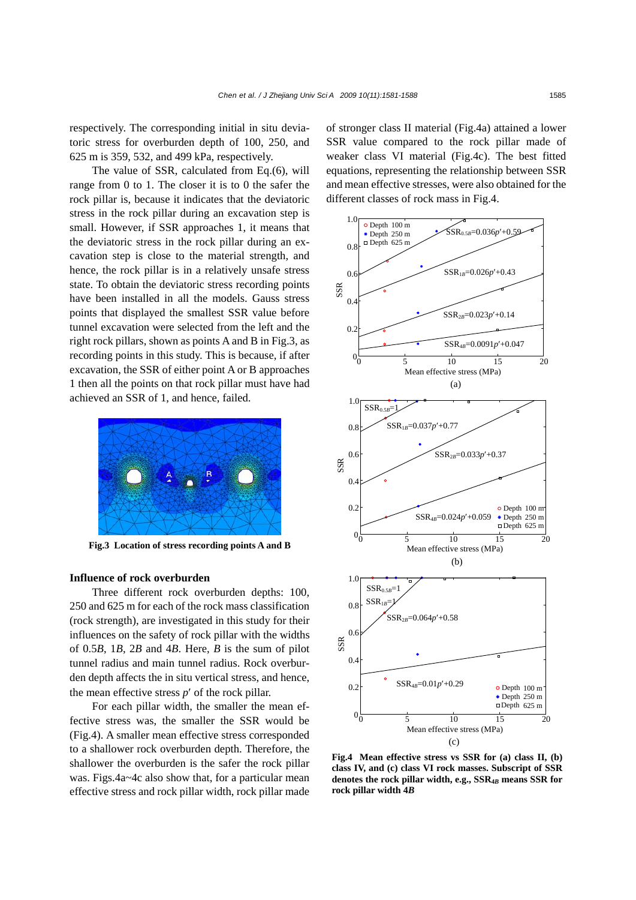respectively. The corresponding initial in situ deviatoric stress for overburden depth of 100, 250, and 625 m is 359, 532, and 499 kPa, respectively.

The value of SSR, calculated from Eq.(6), will range from 0 to 1. The closer it is to 0 the safer the rock pillar is, because it indicates that the deviatoric stress in the rock pillar during an excavation step is small. However, if SSR approaches 1, it means that the deviatoric stress in the rock pillar during an excavation step is close to the material strength, and hence, the rock pillar is in a relatively unsafe stress state. To obtain the deviatoric stress recording points have been installed in all the models. Gauss stress points that displayed the smallest SSR value before tunnel excavation were selected from the left and the right rock pillars, shown as points A and B in Fig.3, as recording points in this study. This is because, if after excavation, the SSR of either point A or B approaches 1 then all the points on that rock pillar must have had achieved an SSR of 1, and hence, failed.

**Fig.3 Location of stress recording points A and B**

### Influence of rock overburden

Three different rock overburden depths: 100, 250 and 625 m for each of the rock mass classification (rock strength), are investigated in this study for their influences on the safety of rock pillar with the widths of 0.5$B$, 1$B$, 2$B$ and 4$B$. Here, $B$ is the sum of pilot tunnel radius and main tunnel radius. Rock overburden depth affects the in situ vertical stress, and hence, the mean effective stress $p'$ of the rock pillar.

For each pillar width, the smaller the mean effective stress was, the smaller the SSR would be (Fig.4). A smaller mean effective stress corresponded to a shallower rock overburden depth. Therefore, the shallower the overburden is the safer the rock pillar was. Figs.4a~4c also show that, for a particular mean effective stress and rock pillar width, rock pillar made of stronger class II material (Fig.4a) attained a lower SSR value compared to the rock pillar made of weaker class VI material (Fig.4c). The best fitted equations, representing the relationship between SSR and mean effective stresses, were also obtained for the different classes of rock mass in Fig.4.

**Fig.4 Mean effective stress vs SSR for (a) class II, (b) class IV, and (c) class VI rock masses. Subscript of SSR denotes the rock pillar width, e.g., $SSR_{4B}$ means SSR for rock pillar width 4$B$**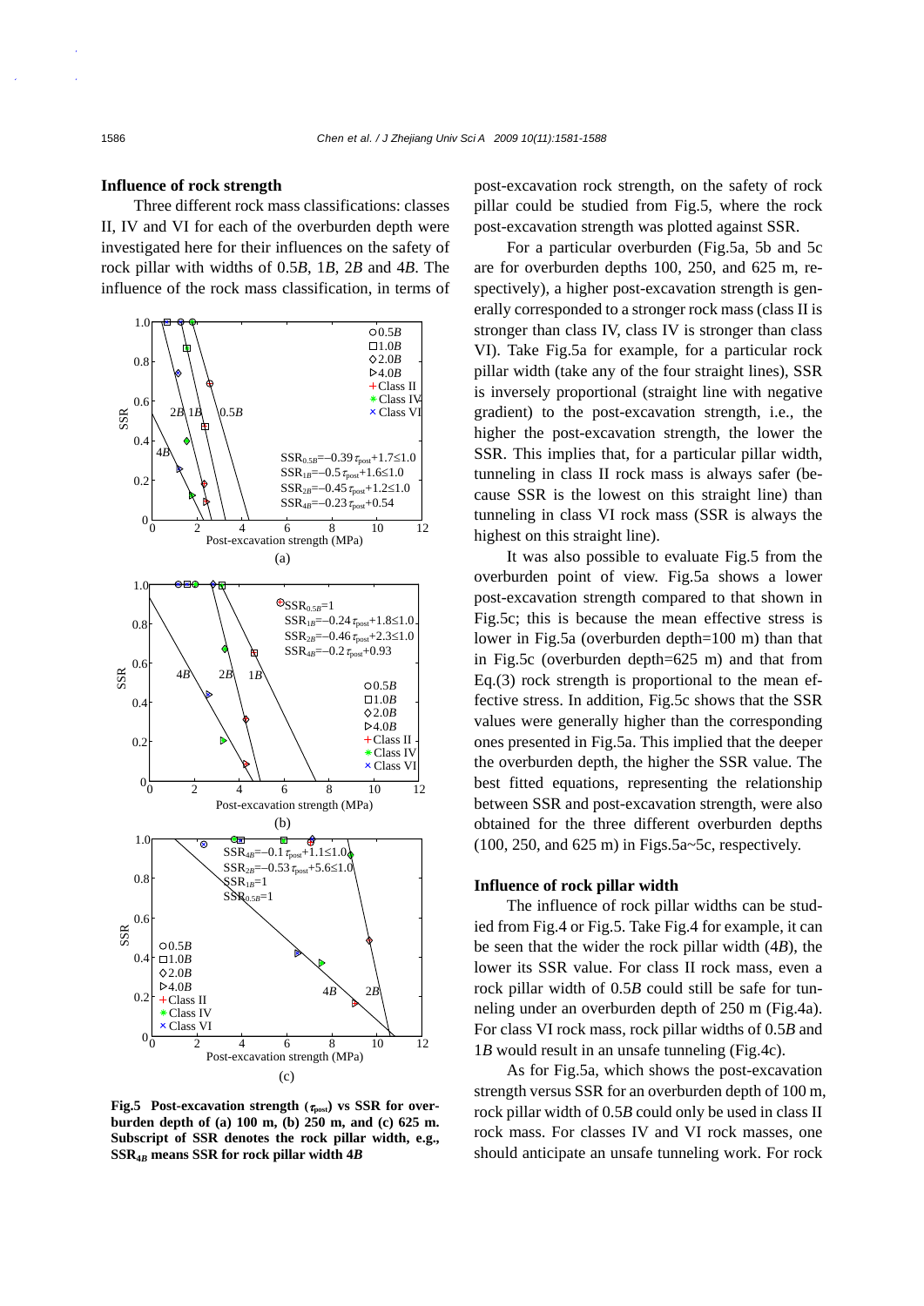### Influence of rock strength

Three different rock mass classifications: classes II, IV and VI for each of the overburden depth were investigated here for their influences on the safety of rock pillar with widths of 0.5*B*, 1*B*, 2*B* and 4*B*. The influence of the rock mass classification, in terms of post-excavation rock strength, on the safety of rock pillar could be studied from Fig.5, where the rock post-excavation strength was plotted against SSR.

For a particular overburden (Fig.5a, 5b and 5c are for overburden depths 100, 250, and 625 m, respectively), a higher post-excavation strength is generally corresponded to a stronger rock mass (class II is stronger than class IV, class IV is stronger than class VI). Take Fig.5a for example, for a particular rock pillar width (take any of the four straight lines), SSR is inversely proportional (straight line with negative gradient) to the post-excavation strength, i.e., the higher the post-excavation strength, the lower the SSR. This implies that, for a particular pillar width, tunneling in class II rock mass is always safer (because SSR is the lowest on this straight line) than tunneling in class VI rock mass (SSR is always the highest on this straight line).

It was also possible to evaluate Fig.5 from the overburden point of view. Fig.5a shows a lower post-excavation strength compared to that shown in Fig.5c; this is because the mean effective stress is lower in Fig.5a (overburden depth=100 m) than that in Fig.5c (overburden depth=625 m) and that from Eq.(3) rock strength is proportional to the mean effective stress. In addition, Fig.5c shows that the SSR values were generally higher than the corresponding ones presented in Fig.5a. This implied that the deeper the overburden depth, the higher the SSR value. The best fitted equations, representing the relationship between SSR and post-excavation strength, were also obtained for the three different overburden depths (100, 250, and 625 m) in Figs.5a~5c, respectively.

**Fig.5 Post-excavation strength ($\tau_{post}$) vs SSR for overburden depth of (a) 100 m, (b) 250 m, and (c) 625 m. Subscript of SSR denotes the rock pillar width, e.g., $SSR_{4B}$ means SSR for rock pillar width 4*B***

### Influence of rock pillar width

The influence of rock pillar widths can be studied from Fig.4 or Fig.5. Take Fig.4 for example, it can be seen that the wider the rock pillar width (4*B*), the lower its SSR value. For class II rock mass, even a rock pillar width of 0.5*B* could still be safe for tunneling under an overburden depth of 250 m (Fig.4a). For class VI rock mass, rock pillar widths of 0.5*B* and 1*B* would result in an unsafe tunneling (Fig.4c).

As for Fig.5a, which shows the post-excavation strength versus SSR for an overburden depth of 100 m, rock pillar width of 0.5*B* could only be used in class II rock mass. For classes IV and VI rock masses, one should anticipate an unsafe tunneling work. For rock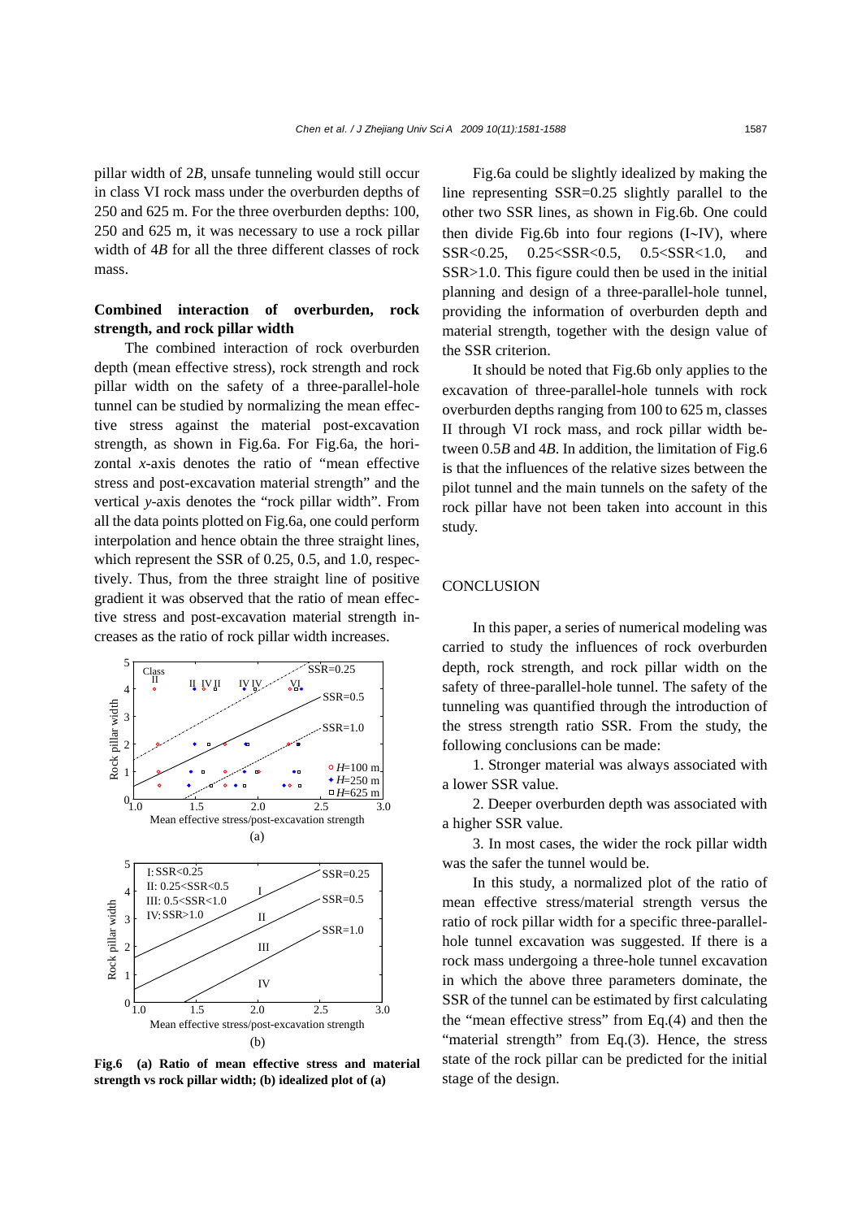pillar width of 2*B*, unsafe tunneling would still occur in class VI rock mass under the overburden depths of 250 and 625 m. For the three overburden depths: 100, 250 and 625 m, it was necessary to use a rock pillar width of 4*B* for all the three different classes of rock mass.

### Combined interaction of overburden, rock strength, and rock pillar width

The combined interaction of rock overburden depth (mean effective stress), rock strength and rock pillar width on the safety of a three-parallel-hole tunnel can be studied by normalizing the mean effective stress against the material post-excavation strength, as shown in Fig.6a. For Fig.6a, the horizontal *x*-axis denotes the ratio of "mean effective stress and post-excavation material strength" and the vertical *y*-axis denotes the "rock pillar width". From all the data points plotted on Fig.6a, one could perform interpolation and hence obtain the three straight lines, which represent the SSR of 0.25, 0.5, and 1.0, respectively. Thus, from the three straight line of positive gradient it was observed that the ratio of mean effective stress and post-excavation material strength increases as the ratio of rock pillar width increases.

**Fig.6 (a) Ratio of mean effective stress and material strength vs rock pillar width; (b) idealized plot of (a)**

Fig.6a could be slightly idealized by making the line representing SSR=0.25 slightly parallel to the other two SSR lines, as shown in Fig.6b. One could then divide Fig.6b into four regions (I~IV), where SSR<0.25, 0.25<SSR<0.5, 0.5<SSR<1.0, and SSR>1.0. This figure could then be used in the initial planning and design of a three-parallel-hole tunnel, providing the information of overburden depth and material strength, together with the design value of the SSR criterion.

It should be noted that Fig.6b only applies to the excavation of three-parallel-hole tunnels with rock overburden depths ranging from 100 to 625 m, classes II through VI rock mass, and rock pillar width between 0.5*B* and 4*B*. In addition, the limitation of Fig.6 is that the influences of the relative sizes between the pilot tunnel and the main tunnels on the safety of the rock pillar have not been taken into account in this study.

## CONCLUSION

In this paper, a series of numerical modeling was carried to study the influences of rock overburden depth, rock strength, and rock pillar width on the safety of three-parallel-hole tunnel. The safety of the tunneling was quantified through the introduction of the stress strength ratio SSR. From the study, the following conclusions can be made:

1. Stronger material was always associated with a lower SSR value.

2. Deeper overburden depth was associated with a higher SSR value.

3. In most cases, the wider the rock pillar width was the safer the tunnel would be.

In this study, a normalized plot of the ratio of mean effective stress/material strength versus the ratio of rock pillar width for a specific three-parallel-hole tunnel excavation was suggested. If there is a rock mass undergoing a three-hole tunnel excavation in which the above three parameters dominate, the SSR of the tunnel can be estimated by first calculating the "mean effective stress" from Eq.(4) and then the "material strength" from Eq.(3). Hence, the stress state of the rock pillar can be predicted for the initial stage of the design.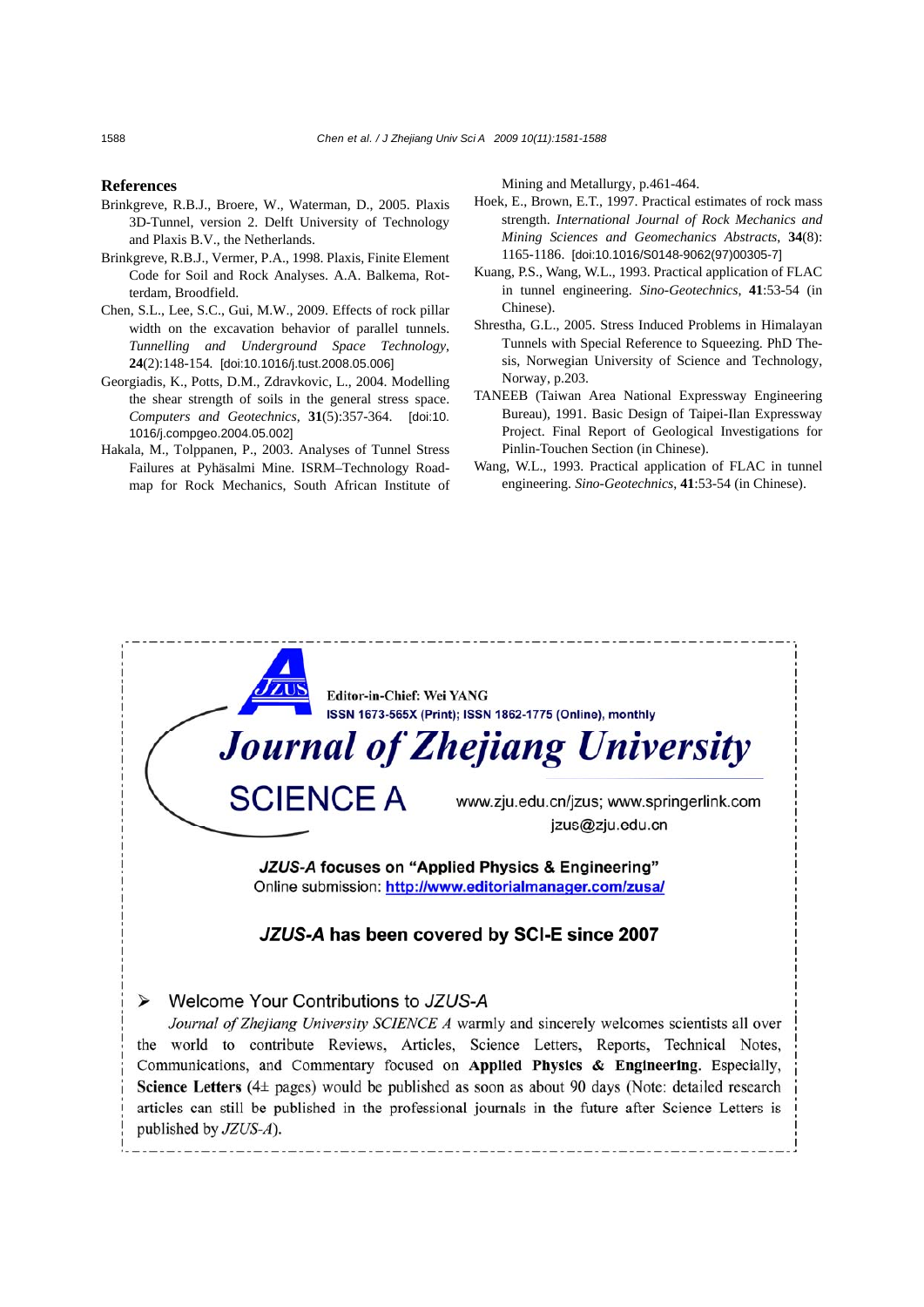## References

Brinkgreve, R.B.J., Broere, W., Waterman, D., 2005. Plaxis 3D-Tunnel, version 2. Delft University of Technology and Plaxis B.V., the Netherlands.

Brinkgreve, R.B.J., Vermer, P.A., 1998. Plaxis, Finite Element Code for Soil and Rock Analyses. A.A. Balkema, Rotterdam, Broodfield.

Chen, S.L., Lee, S.C., Gui, M.W., 2009. Effects of rock pillar width on the excavation behavior of parallel tunnels. *Tunnelling and Underground Space Technology*, **24**(2):148-154. [doi:10.1016/j.tust.2008.05.006]

Georgiadis, K., Potts, D.M., Zdravkovic, L., 2004. Modelling the shear strength of soils in the general stress space. *Computers and Geotechnics*, **31**(5):357-364. [doi:10.1016/j.compgeo.2004.05.002]

Hakala, M., Tolppanen, P., 2003. Analyses of Tunnel Stress Failures at Pyhäsalmi Mine. ISRM–Technology Roadmap for Rock Mechanics, South African Institute of Mining and Metallurgy, p.461-464.

Hoek, E., Brown, E.T., 1997. Practical estimates of rock mass strength. *International Journal of Rock Mechanics and Mining Sciences and Geomechanics Abstracts*, **34**(8):1165-1186. [doi:10.1016/S0148-9062(97)00305-7]

Kuang, P.S., Wang, W.L., 1993. Practical application of FLAC in tunnel engineering. *Sino-Geotechnics*, **41**:53-54 (in Chinese).

Shrestha, G.L., 2005. Stress Induced Problems in Himalayan Tunnels with Special Reference to Squeezing. PhD Thesis, Norwegian University of Science and Technology, Norway, p.203.

TANEEB (Taiwan Area National Expressway Engineering Bureau), 1991. Basic Design of Taipei-Ilan Expressway Project. Final Report of Geological Investigations for Pinlin-Touchen Section (in Chinese).

Wang, W.L., 1993. Practical application of FLAC in tunnel engineering. *Sino-Geotechnics*, **41**:53-54 (in Chinese).

---

**Editor-in-Chief: Wei YANG**
**ISSN 1673-565X (Print); ISSN 1862-1775 (Online), monthly**

# *Journal of Zhejiang University* SCIENCE A

www.zju.edu.cn/jzus; www.springerlink.com
jzus@zju.edu.cn

***JZUS-A*** **focuses on "Applied Physics & Engineering"**
Online submission: http://www.editorialmanager.com/zusa/

### *JZUS-A* has been covered by SCI-E since 2007

➢ Welcome Your Contributions to *JZUS-A*

*Journal of Zhejiang University SCIENCE A* warmly and sincerely welcomes scientists all over the world to contribute Reviews, Articles, Science Letters, Reports, Technical Notes, Communications, and Commentary focused on **Applied Physics & Engineering**. Especially, **Science Letters** (4± pages) would be published as soon as about 90 days (Note: detailed research articles can still be published in the professional journals in the future after Science Letters is published by *JZUS-A*).